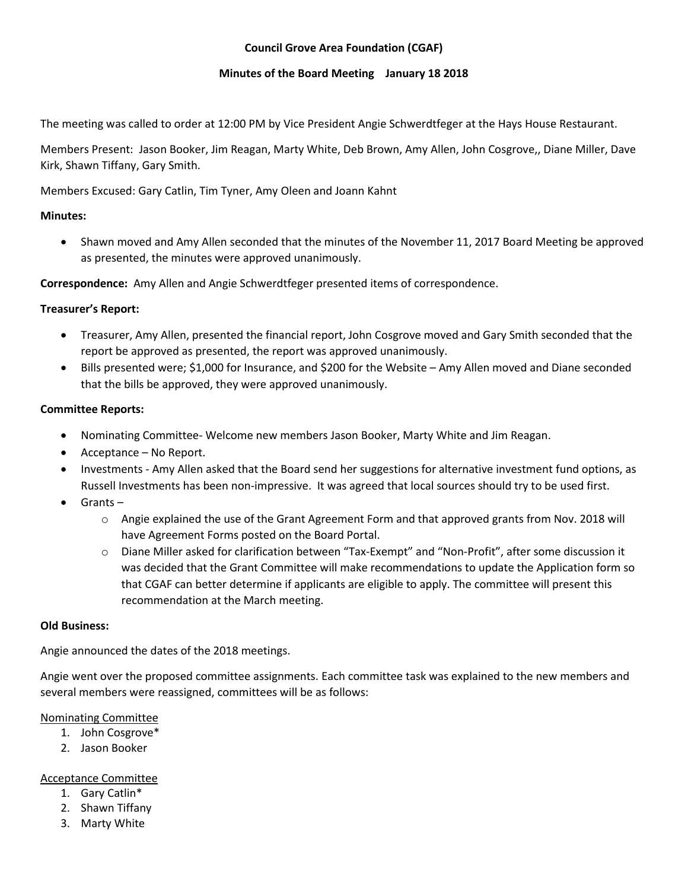**Council Grove Area Foundation (CGAF)**

**Minutes of the Board Meeting    January 18 2018**

The meeting was called to order at 12:00 PM by Vice President Angie Schwerdtfeger at the Hays House Restaurant.

Members Present: Jason Booker, Jim Reagan, Marty White, Deb Brown, Amy Allen, John Cosgrove,, Diane Miller, Dave Kirk, Shawn Tiffany, Gary Smith.

Members Excused: Gary Catlin, Tim Tyner, Amy Oleen and Joann Kahnt

**Minutes:**

- Shawn moved and Amy Allen seconded that the minutes of the November 11, 2017 Board Meeting be approved as presented, the minutes were approved unanimously.

**Correspondence:** Amy Allen and Angie Schwerdtfeger presented items of correspondence.

**Treasurer's Report:**

- Treasurer, Amy Allen, presented the financial report, John Cosgrove moved and Gary Smith seconded that the report be approved as presented, the report was approved unanimously.
- Bills presented were; $1,000 for Insurance, and $200 for the Website – Amy Allen moved and Diane seconded that the bills be approved, they were approved unanimously.

**Committee Reports:**

- Nominating Committee- Welcome new members Jason Booker, Marty White and Jim Reagan.
- Acceptance – No Report.
- Investments - Amy Allen asked that the Board send her suggestions for alternative investment fund options, as Russell Investments has been non-impressive. It was agreed that local sources should try to be used first.
- Grants –
    - Angie explained the use of the Grant Agreement Form and that approved grants from Nov. 2018 will have Agreement Forms posted on the Board Portal.
    - Diane Miller asked for clarification between "Tax-Exempt" and "Non-Profit", after some discussion it was decided that the Grant Committee will make recommendations to update the Application form so that CGAF can better determine if applicants are eligible to apply. The committee will present this recommendation at the March meeting.

**Old Business:**

Angie announced the dates of the 2018 meetings.

Angie went over the proposed committee assignments. Each committee task was explained to the new members and several members were reassigned, committees will be as follows:

<u>Nominating Committee</u>

1. John Cosgrove*
2. Jason Booker

<u>Acceptance Committee</u>

1. Gary Catlin*
2. Shawn Tiffany
3. Marty White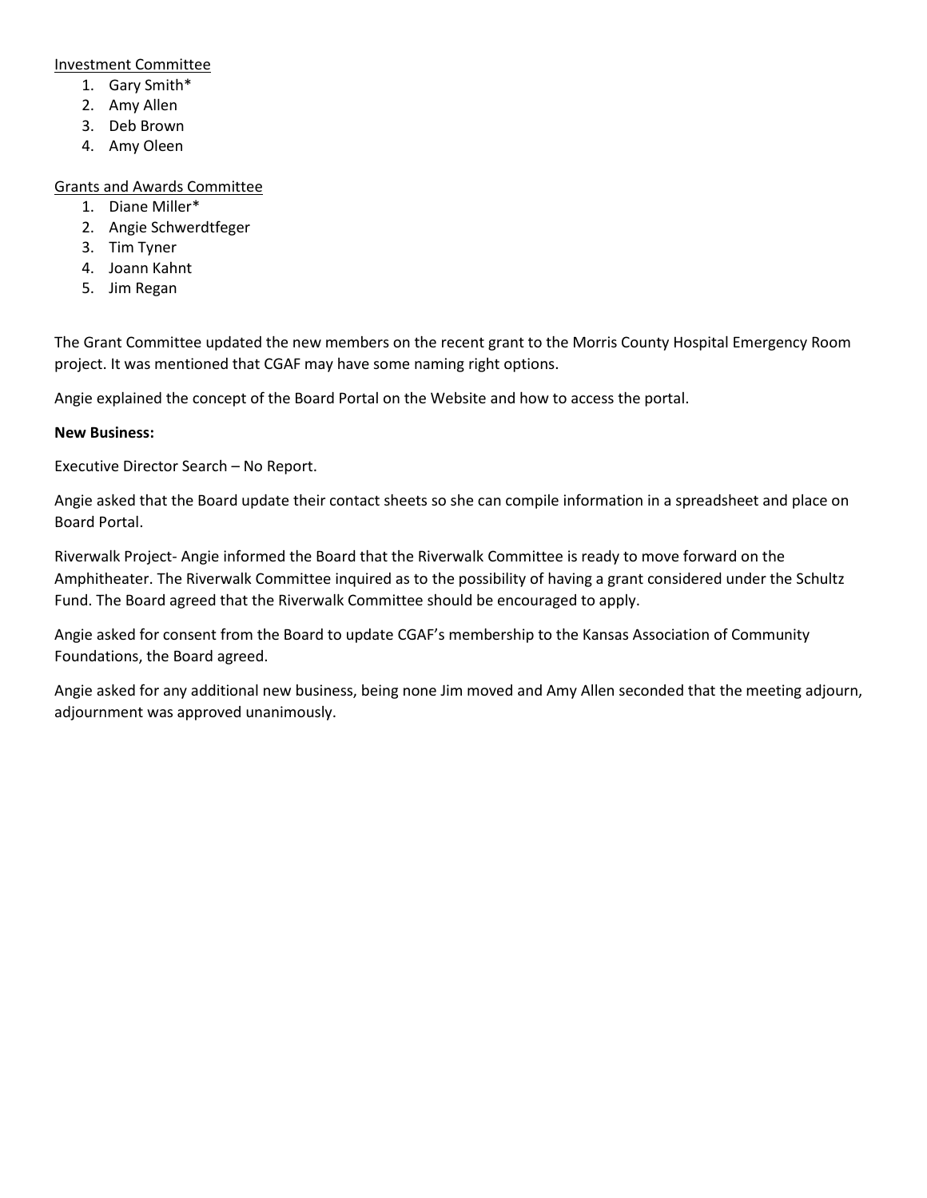Investment Committee

1. Gary Smith*
2. Amy Allen
3. Deb Brown
4. Amy Oleen

Grants and Awards Committee

1. Diane Miller*
2. Angie Schwerdtfeger
3. Tim Tyner
4. Joann Kahnt
5. Jim Regan

The Grant Committee updated the new members on the recent grant to the Morris County Hospital Emergency Room project. It was mentioned that CGAF may have some naming right options.

Angie explained the concept of the Board Portal on the Website and how to access the portal.

**New Business:**

Executive Director Search – No Report.

Angie asked that the Board update their contact sheets so she can compile information in a spreadsheet and place on Board Portal.

Riverwalk Project- Angie informed the Board that the Riverwalk Committee is ready to move forward on the Amphitheater. The Riverwalk Committee inquired as to the possibility of having a grant considered under the Schultz Fund. The Board agreed that the Riverwalk Committee should be encouraged to apply.

Angie asked for consent from the Board to update CGAF's membership to the Kansas Association of Community Foundations, the Board agreed.

Angie asked for any additional new business, being none Jim moved and Amy Allen seconded that the meeting adjourn, adjournment was approved unanimously.